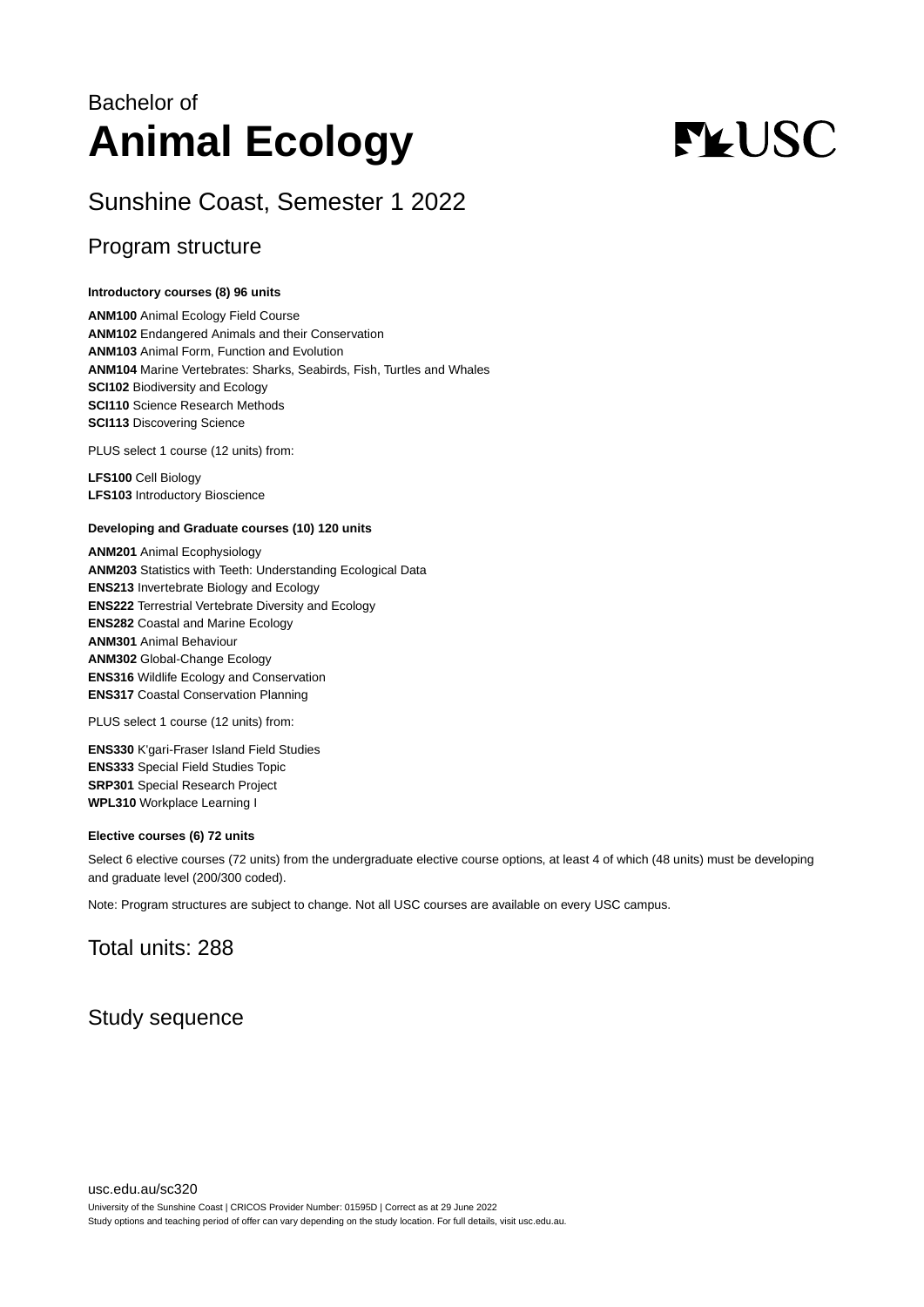Bachelor of

# Animal Ecology

## Sunshine Coast, Semester 1 2022

## Program structure

**Introductory courses (8) 96 units**

**ANM100** Animal Ecology Field Course
**ANM102** Endangered Animals and their Conservation
**ANM103** Animal Form, Function and Evolution
**ANM104** Marine Vertebrates: Sharks, Seabirds, Fish, Turtles and Whales
**SCI102** Biodiversity and Ecology
**SCI110** Science Research Methods
**SCI113** Discovering Science

PLUS select 1 course (12 units) from:

**LFS100** Cell Biology
**LFS103** Introductory Bioscience

**Developing and Graduate courses (10) 120 units**

**ANM201** Animal Ecophysiology
**ANM203** Statistics with Teeth: Understanding Ecological Data
**ENS213** Invertebrate Biology and Ecology
**ENS222** Terrestrial Vertebrate Diversity and Ecology
**ENS282** Coastal and Marine Ecology
**ANM301** Animal Behaviour
**ANM302** Global-Change Ecology
**ENS316** Wildlife Ecology and Conservation
**ENS317** Coastal Conservation Planning

PLUS select 1 course (12 units) from:

**ENS330** K'gari-Fraser Island Field Studies
**ENS333** Special Field Studies Topic
**SRP301** Special Research Project
**WPL310** Workplace Learning I

**Elective courses (6) 72 units**

Select 6 elective courses (72 units) from the undergraduate elective course options, at least 4 of which (48 units) must be developing and graduate level (200/300 coded).

Note: Program structures are subject to change. Not all USC courses are available on every USC campus.

## Total units: 288

## Study sequence

usc.edu.au/sc320

University of the Sunshine Coast | CRICOS Provider Number: 01595D | Correct as at 29 June 2022
Study options and teaching period of offer can vary depending on the study location. For full details, visit usc.edu.au.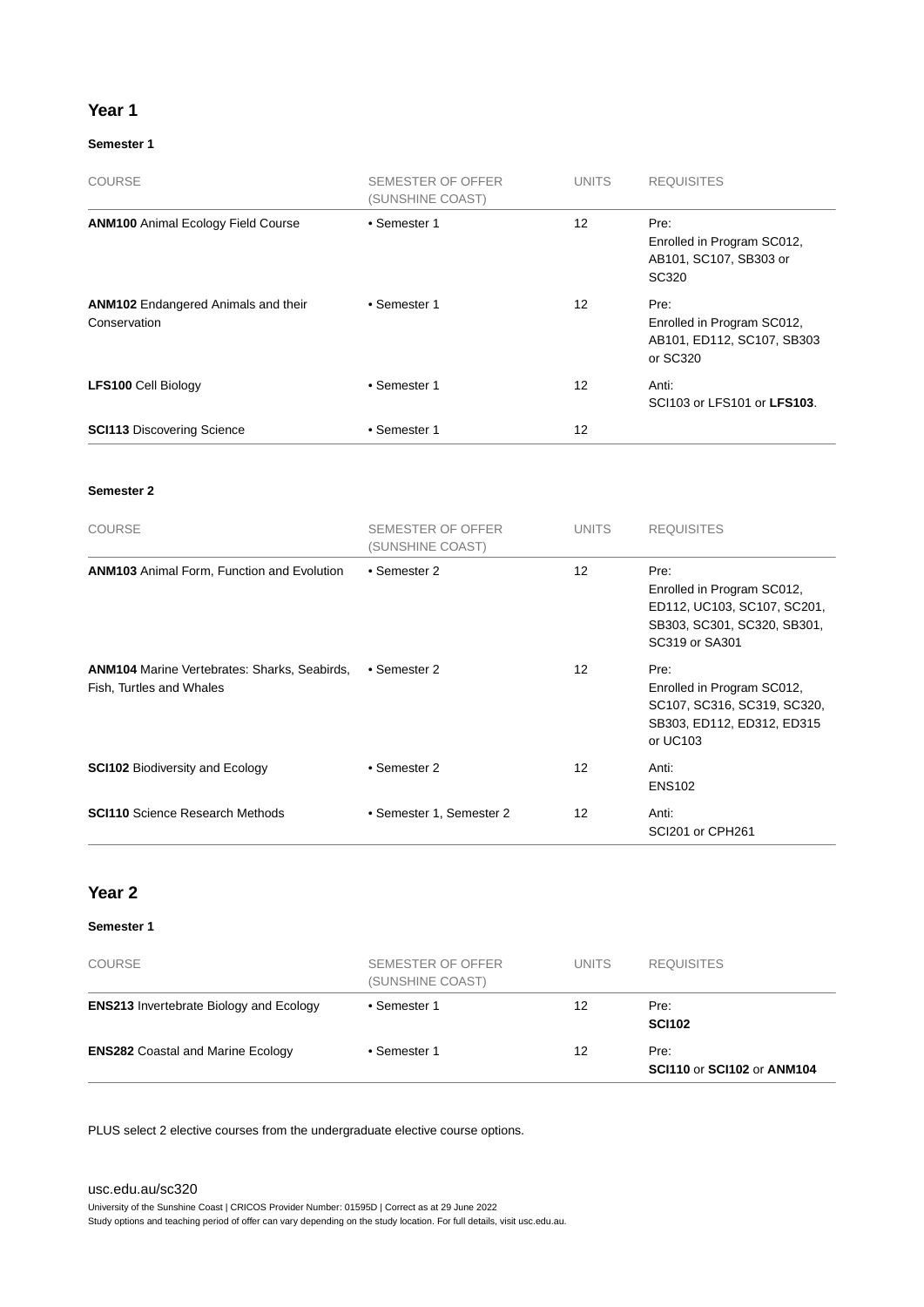## Year 1

### Semester 1

| COURSE | SEMESTER OF OFFER (SUNSHINE COAST) | UNITS | REQUISITES |
|---|---|---|---|
| **ANM100** Animal Ecology Field Course | • Semester 1 | 12 | Pre: Enrolled in Program SC012, AB101, SC107, SB303 or SC320 |
| **ANM102** Endangered Animals and their Conservation | • Semester 1 | 12 | Pre: Enrolled in Program SC012, AB101, ED112, SC107, SB303 or SC320 |
| **LFS100** Cell Biology | • Semester 1 | 12 | Anti: SCI103 or LFS101 or **LFS103**. |
| **SCI113** Discovering Science | • Semester 1 | 12 | |

### Semester 2

| COURSE | SEMESTER OF OFFER (SUNSHINE COAST) | UNITS | REQUISITES |
|---|---|---|---|
| **ANM103** Animal Form, Function and Evolution | • Semester 2 | 12 | Pre: Enrolled in Program SC012, ED112, UC103, SC107, SC201, SB303, SC301, SC320, SB301, SC319 or SA301 |
| **ANM104** Marine Vertebrates: Sharks, Seabirds, Fish, Turtles and Whales | • Semester 2 | 12 | Pre: Enrolled in Program SC012, SC107, SC316, SC319, SC320, SB303, ED112, ED312, ED315 or UC103 |
| **SCI102** Biodiversity and Ecology | • Semester 2 | 12 | Anti: ENS102 |
| **SCI110** Science Research Methods | • Semester 1, Semester 2 | 12 | Anti: SCI201 or CPH261 |

## Year 2

### Semester 1

| COURSE | SEMESTER OF OFFER (SUNSHINE COAST) | UNITS | REQUISITES |
|---|---|---|---|
| **ENS213** Invertebrate Biology and Ecology | • Semester 1 | 12 | Pre: **SCI102** |
| **ENS282** Coastal and Marine Ecology | • Semester 1 | 12 | Pre: **SCI110** or **SCI102** or **ANM104** |

PLUS select 2 elective courses from the undergraduate elective course options.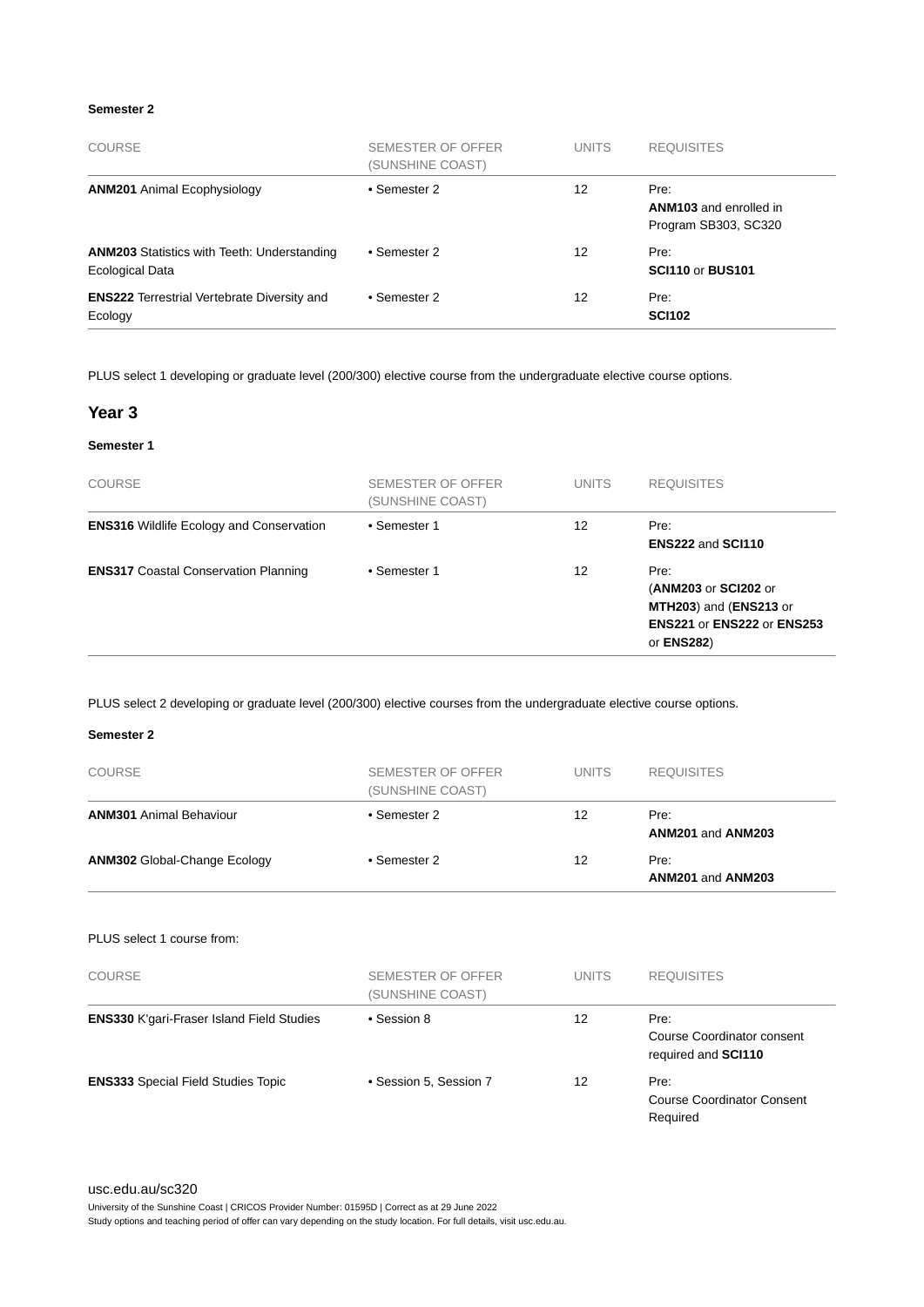#### Semester 2

| COURSE | SEMESTER OF OFFER (SUNSHINE COAST) | UNITS | REQUISITES |
| --- | --- | --- | --- |
| **ANM201** Animal Ecophysiology | • Semester 2 | 12 | Pre: **ANM103** and enrolled in Program SB303, SC320 |
| **ANM203** Statistics with Teeth: Understanding Ecological Data | • Semester 2 | 12 | Pre: **SCI110** or **BUS101** |
| **ENS222** Terrestrial Vertebrate Diversity and Ecology | • Semester 2 | 12 | Pre: **SCI102** |

PLUS select 1 developing or graduate level (200/300) elective course from the undergraduate elective course options.

### Year 3

#### Semester 1

| COURSE | SEMESTER OF OFFER (SUNSHINE COAST) | UNITS | REQUISITES |
| --- | --- | --- | --- |
| **ENS316** Wildlife Ecology and Conservation | • Semester 1 | 12 | Pre: **ENS222** and **SCI110** |
| **ENS317** Coastal Conservation Planning | • Semester 1 | 12 | Pre: (**ANM203** or **SCI202** or **MTH203**) and (**ENS213** or **ENS221** or **ENS222** or **ENS253** or **ENS282**) |

PLUS select 2 developing or graduate level (200/300) elective courses from the undergraduate elective course options.

#### Semester 2

| COURSE | SEMESTER OF OFFER (SUNSHINE COAST) | UNITS | REQUISITES |
| --- | --- | --- | --- |
| **ANM301** Animal Behaviour | • Semester 2 | 12 | Pre: **ANM201** and **ANM203** |
| **ANM302** Global-Change Ecology | • Semester 2 | 12 | Pre: **ANM201** and **ANM203** |

PLUS select 1 course from:

| COURSE | SEMESTER OF OFFER (SUNSHINE COAST) | UNITS | REQUISITES |
| --- | --- | --- | --- |
| **ENS330** K'gari-Fraser Island Field Studies | • Session 8 | 12 | Pre: Course Coordinator consent required and **SCI110** |
| **ENS333** Special Field Studies Topic | • Session 5, Session 7 | 12 | Pre: Course Coordinator Consent Required |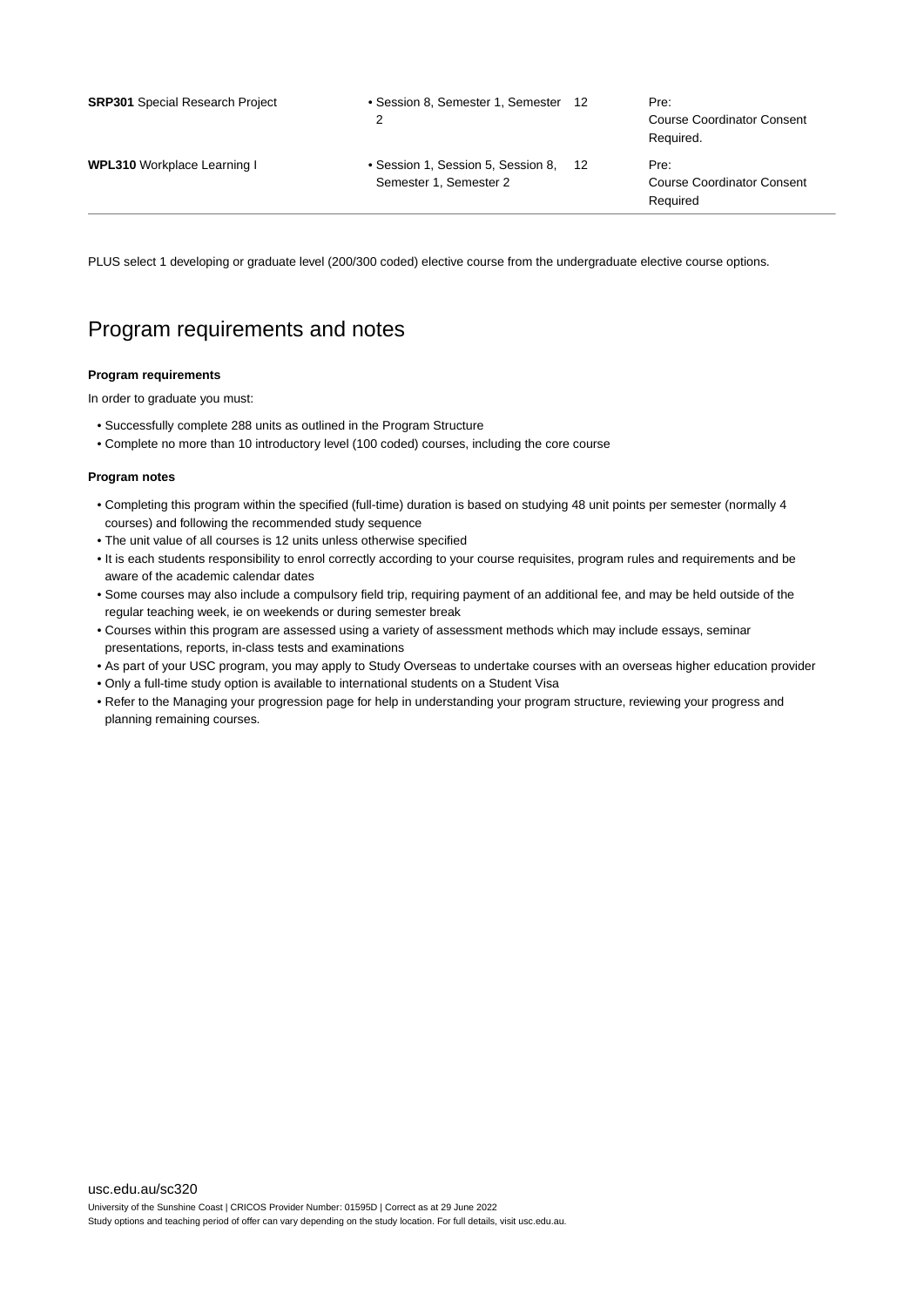| | | | |
|---|---|---|---|
| **SRP301** Special Research Project | • Session 8, Semester 1, Semester 2 | 12 | Pre:<br>Course Coordinator Consent Required. |
| **WPL310** Workplace Learning I | • Session 1, Session 5, Session 8, Semester 1, Semester 2 | 12 | Pre:<br>Course Coordinator Consent Required |

PLUS select 1 developing or graduate level (200/300 coded) elective course from the undergraduate elective course options.

## Program requirements and notes

**Program requirements**

In order to graduate you must:

- Successfully complete 288 units as outlined in the Program Structure
- Complete no more than 10 introductory level (100 coded) courses, including the core course

**Program notes**

- Completing this program within the specified (full-time) duration is based on studying 48 unit points per semester (normally 4 courses) and following the recommended study sequence
- The unit value of all courses is 12 units unless otherwise specified
- It is each students responsibility to enrol correctly according to your course requisites, program rules and requirements and be aware of the academic calendar dates
- Some courses may also include a compulsory field trip, requiring payment of an additional fee, and may be held outside of the regular teaching week, ie on weekends or during semester break
- Courses within this program are assessed using a variety of assessment methods which may include essays, seminar presentations, reports, in-class tests and examinations
- As part of your USC program, you may apply to Study Overseas to undertake courses with an overseas higher education provider
- Only a full-time study option is available to international students on a Student Visa
- Refer to the Managing your progression page for help in understanding your program structure, reviewing your progress and planning remaining courses.